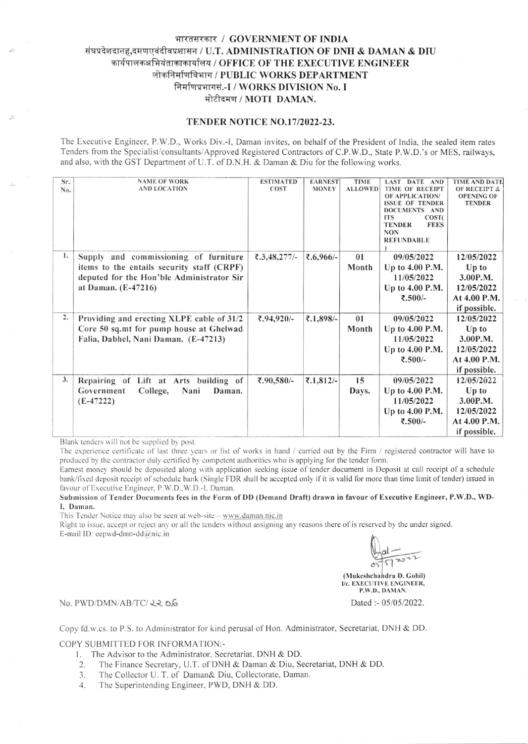# भारतसरकार / GOVERNMENT OF INDIA
## संघप्रदेशदानह,दमणएवंदीवप्रशासन / U.T. ADMINISTRATION OF DNH & DAMAN & DIU
## कार्यपालकअभियंताकाकार्यालय / OFFICE OF THE EXECUTIVE ENGINEER
## लोकनिर्माणविभाग / PUBLIC WORKS DEPARTMENT
## निर्माणप्रभागसं.-I / WORKS DIVISION No. I
## मोटीदमण / MOTI DAMAN.

### TENDER NOTICE NO.17/2022-23.

The Executive Engineer, P.W.D., Works Div.-I, Daman invites, on behalf of the President of India, the sealed item rates Tenders from the Specialist/consultants/Approved Registered Contractors of C.P.W.D., State P.W.D.'s or MES, railways, and also, with the GST Department of U.T. of D.N.H. & Daman & Diu for the following works.

| Sr. No. | NAME OF WORK AND LOCATION | ESTIMATED COST | EARNEST MONEY | TIME ALLOWED | LAST DATE AND TIME OF RECEIPT OF APPLICATION/ ISSUE OF TENDER DOCUMENTS AND ITS COST( TENDER FEES NON REFUNDABLE ) | TIME AND DATE OF RECEIPT & OPENING OF TENDER |
|---|---|---|---|---|---|---|
| 1. | Supply and commissioning of furniture items to the entails security staff (CRPF) deputed for the Hon'ble Administrator Sir at Daman. (E-47216) | ₹.3,48,277/- | ₹.6,966/- | 01 Month | 09/05/2022 Up to 4.00 P.M. 11/05/2022 Up to 4.00 P.M. ₹.500/- | 12/05/2022 Up to 3.00P.M. 12/05/2022 At 4.00 P.M. if possible. |
| 2. | Providing and erecting XLPE cable of 31/2 Core 50 sq.mt for pump house at Ghelwad Falia, Dabhel, Nani Daman. (E-47213) | ₹.94,920/- | ₹.1,898/- | 01 Month | 09/05/2022 Up to 4.00 P.M. 11/05/2022 Up to 4.00 P.M. ₹.500/- | 12/05/2022 Up to 3.00P.M. 12/05/2022 At 4.00 P.M. if possible. |
| 3. | Repairing of Lift at Arts building of Government College, Nani Daman. (E-47222) | ₹.90,580/- | ₹.1,812/- | 15 Days. | 09/05/2022 Up to 4.00 P.M. 11/05/2022 Up to 4.00 P.M. ₹.500/- | 12/05/2022 Up to 3.00P.M. 12/05/2022 At 4.00 P.M. if possible. |

Blank tenders will not be supplied by post.

The experience certificate of last three years or list of works in hand / carried out by the Firm / registered contractor will have to produced by the contractor duly certified by competent authorities who is applying for the tender form.

Earnest money should be deposited along with application seeking issue of tender document in Deposit at call receipt of a schedule bank/fixed deposit receipt of schedule bank (Single FDR shall be accepted only if it is valid for more than time limit of tender) issued in favour of Executive Engineer, P.W.D.,W.D.-I, Daman.

**Submission of Tender Documents fees in the Form of DD (Demand Draft) drawn in favour of Executive Engineer, P.W.D., WD-I, Daman.**

This Tender Notice may also be seen at web-site – www.daman.nic.in

Right to issue, accept or reject any or all the tenders without assigning any reasons there of is reserved by the under signed.

E-mail ID: eepwd-dmn-dd@nic.in

05/5/2022

**(Mukeshchandra D. Gohil)**
**I/c. EXECUTIVE ENGINEER,**
**P.W.D., DAMAN.**

No. PWD/DMN/AB/TC/ 2206

Dated :- 05/05/2022.

Copy fd.w.cs. to P.S. to Administrator for kind perusal of Hon. Administrator, Secretariat, DNH & DD.

COPY SUBMITTED FOR INFORMATION:-

1. The Advisor to the Administrator, Secretariat, DNH & DD.
2. The Finance Secretary, U.T. of DNH & Daman & Diu, Secretariat, DNH & DD.
3. The Collector U. T. of Daman& Diu, Collectorate, Daman.
4. The Superintending Engineer, PWD, DNH & DD.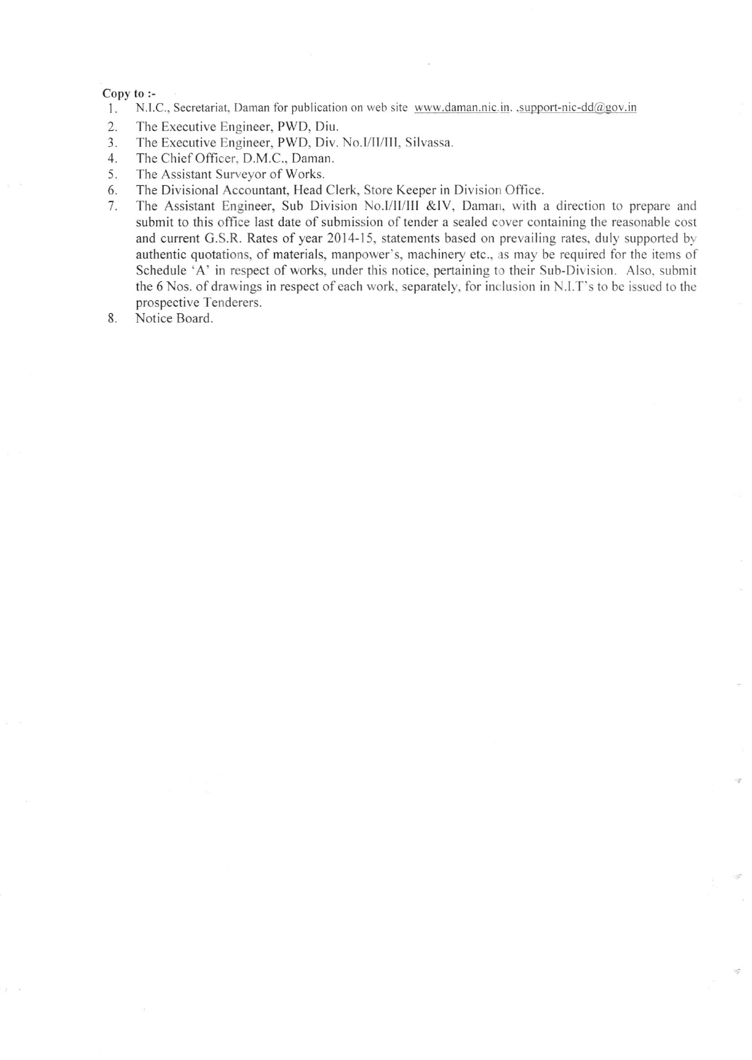**Copy to :-**

1. N.I.C., Secretariat, Daman for publication on web site www.daman.nic.in. .support-nic-dd@gov.in
2. The Executive Engineer, PWD, Diu.
3. The Executive Engineer, PWD, Div. No.I/II/III, Silvassa.
4. The Chief Officer, D.M.C., Daman.
5. The Assistant Surveyor of Works.
6. The Divisional Accountant, Head Clerk, Store Keeper in Division Office.
7. The Assistant Engineer, Sub Division No.I/II/III &IV, Daman, with a direction to prepare and submit to this office last date of submission of tender a sealed cover containing the reasonable cost and current G.S.R. Rates of year 2014-15, statements based on prevailing rates, duly supported by authentic quotations, of materials, manpower's, machinery etc., as may be required for the items of Schedule 'A' in respect of works, under this notice, pertaining to their Sub-Division. Also, submit the 6 Nos. of drawings in respect of each work, separately, for inclusion in N.I.T's to be issued to the prospective Tenderers.
8. Notice Board.